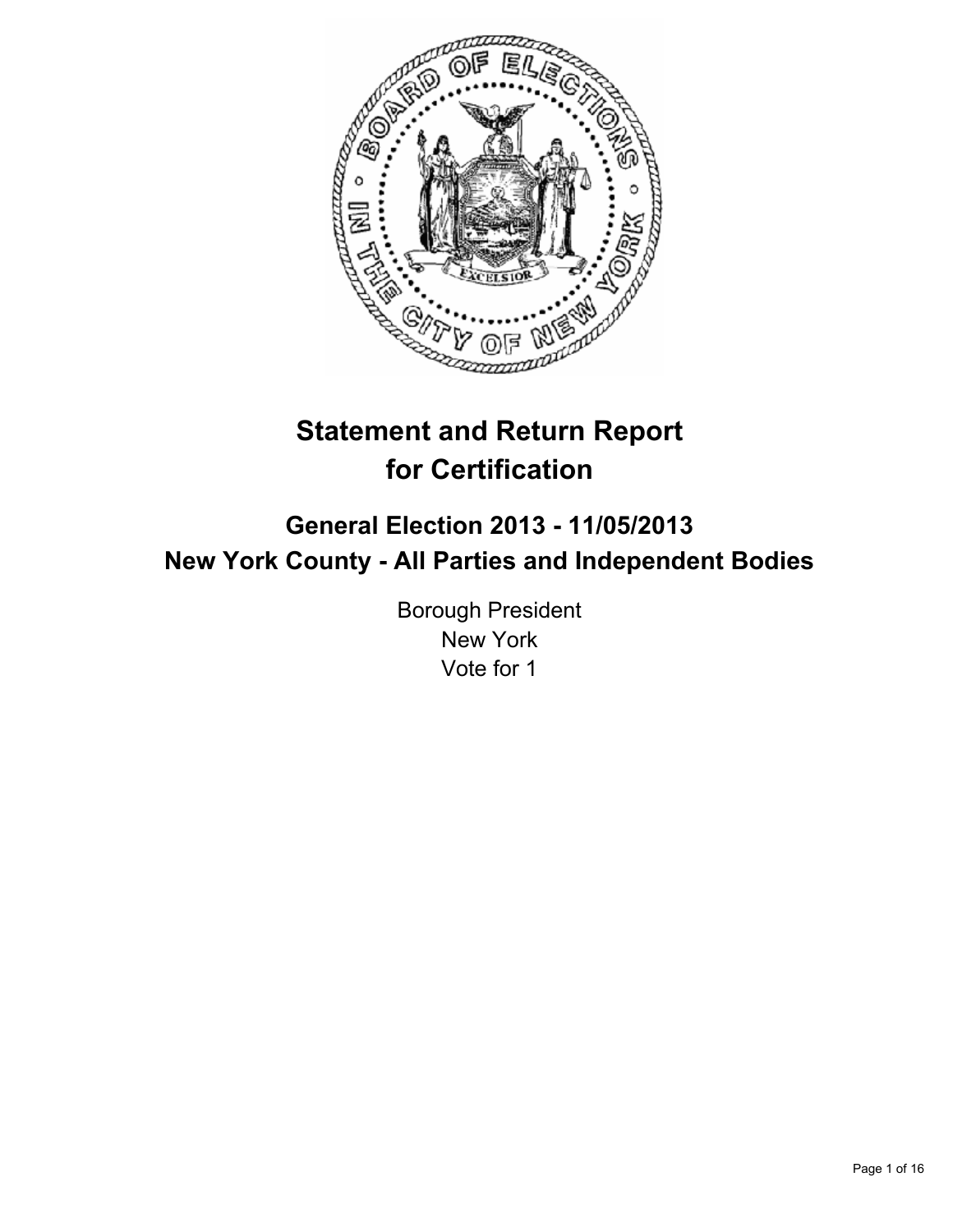# Statement and Return Report for Certification

## General Election 2013 - 11/05/2013
## New York County - All Parties and Independent Bodies

Borough President
New York
Vote for 1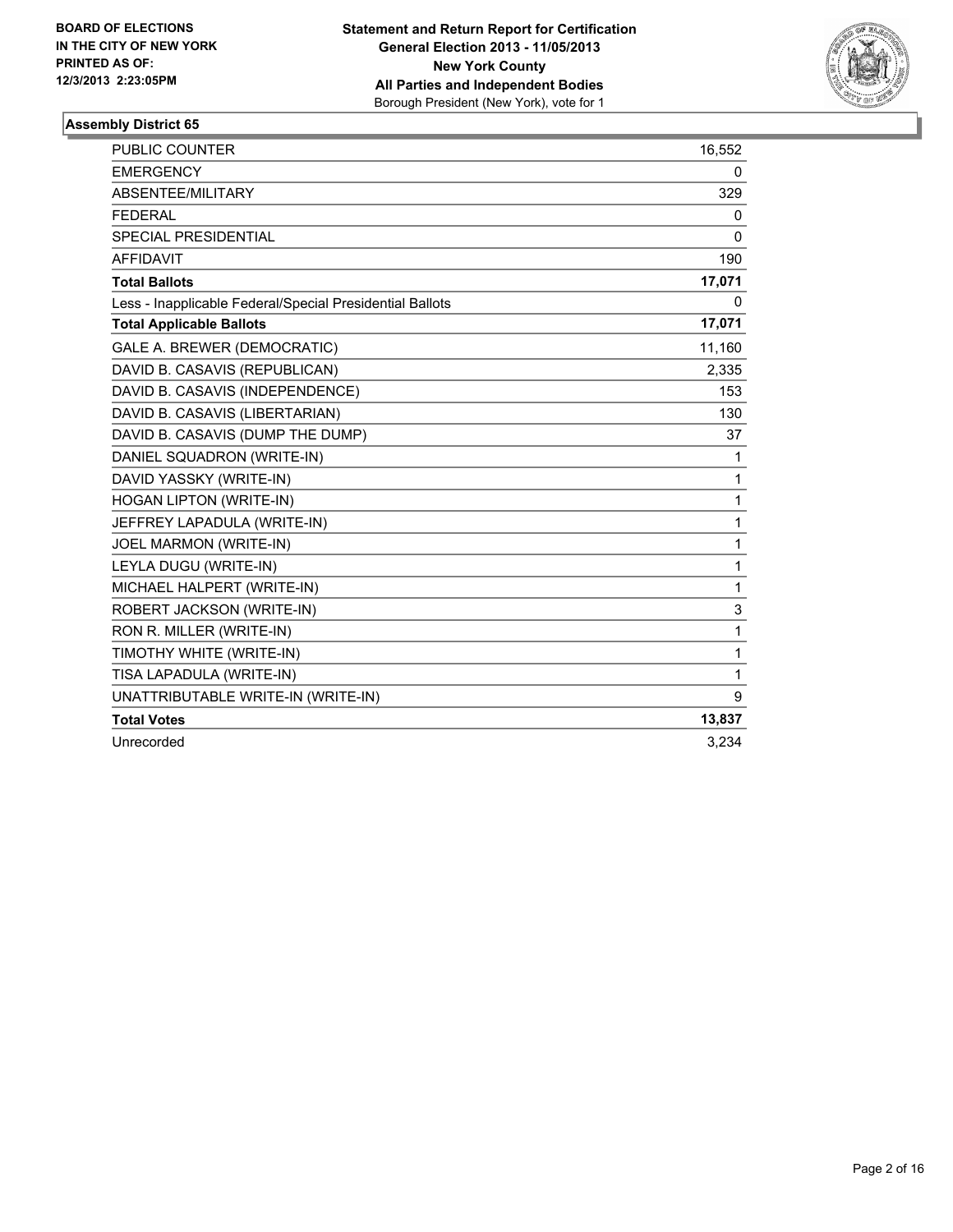**BOARD OF ELECTIONS IN THE CITY OF NEW YORK PRINTED AS OF: 12/3/2013 2:23:05PM**

**Statement and Return Report for Certification**
**General Election 2013 - 11/05/2013**
**New York County**
**All Parties and Independent Bodies**
Borough President (New York), vote for 1

## Assembly District 65

| | |
|---|---|
| PUBLIC COUNTER | 16,552 |
| EMERGENCY | 0 |
| ABSENTEE/MILITARY | 329 |
| FEDERAL | 0 |
| SPECIAL PRESIDENTIAL | 0 |
| AFFIDAVIT | 190 |
| **Total Ballots** | **17,071** |
| Less - Inapplicable Federal/Special Presidential Ballots | 0 |
| **Total Applicable Ballots** | **17,071** |
| GALE A. BREWER (DEMOCRATIC) | 11,160 |
| DAVID B. CASAVIS (REPUBLICAN) | 2,335 |
| DAVID B. CASAVIS (INDEPENDENCE) | 153 |
| DAVID B. CASAVIS (LIBERTARIAN) | 130 |
| DAVID B. CASAVIS (DUMP THE DUMP) | 37 |
| DANIEL SQUADRON (WRITE-IN) | 1 |
| DAVID YASSKY (WRITE-IN) | 1 |
| HOGAN LIPTON (WRITE-IN) | 1 |
| JEFFREY LAPADULA (WRITE-IN) | 1 |
| JOEL MARMON (WRITE-IN) | 1 |
| LEYLA DUGU (WRITE-IN) | 1 |
| MICHAEL HALPERT (WRITE-IN) | 1 |
| ROBERT JACKSON (WRITE-IN) | 3 |
| RON R. MILLER (WRITE-IN) | 1 |
| TIMOTHY WHITE (WRITE-IN) | 1 |
| TISA LAPADULA (WRITE-IN) | 1 |
| UNATTRIBUTABLE WRITE-IN (WRITE-IN) | 9 |
| **Total Votes** | **13,837** |
| Unrecorded | 3,234 |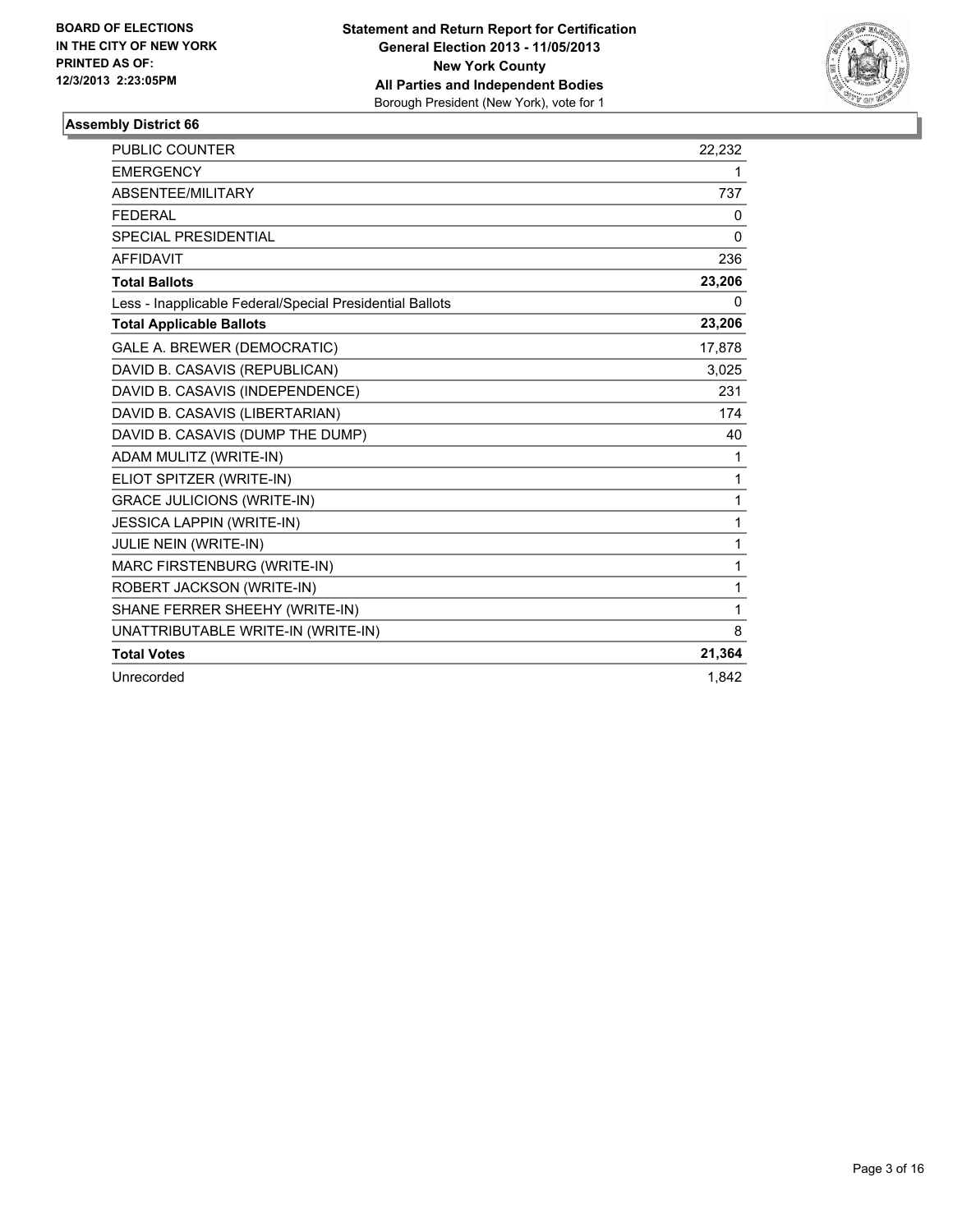**BOARD OF ELECTIONS**
**IN THE CITY OF NEW YORK**
**PRINTED AS OF:**
**12/3/2013 2:23:05PM**

**Statement and Return Report for Certification**
**General Election 2013 - 11/05/2013**
**New York County**
**All Parties and Independent Bodies**
Borough President (New York), vote for 1

### Assembly District 66

| | |
|---|---|
| PUBLIC COUNTER | 22,232 |
| EMERGENCY | 1 |
| ABSENTEE/MILITARY | 737 |
| FEDERAL | 0 |
| SPECIAL PRESIDENTIAL | 0 |
| AFFIDAVIT | 236 |
| **Total Ballots** | **23,206** |
| Less - Inapplicable Federal/Special Presidential Ballots | 0 |
| **Total Applicable Ballots** | **23,206** |
| GALE A. BREWER (DEMOCRATIC) | 17,878 |
| DAVID B. CASAVIS (REPUBLICAN) | 3,025 |
| DAVID B. CASAVIS (INDEPENDENCE) | 231 |
| DAVID B. CASAVIS (LIBERTARIAN) | 174 |
| DAVID B. CASAVIS (DUMP THE DUMP) | 40 |
| ADAM MULITZ (WRITE-IN) | 1 |
| ELIOT SPITZER (WRITE-IN) | 1 |
| GRACE JULICIONS (WRITE-IN) | 1 |
| JESSICA LAPPIN (WRITE-IN) | 1 |
| JULIE NEIN (WRITE-IN) | 1 |
| MARC FIRSTENBURG (WRITE-IN) | 1 |
| ROBERT JACKSON (WRITE-IN) | 1 |
| SHANE FERRER SHEEHY (WRITE-IN) | 1 |
| UNATTRIBUTABLE WRITE-IN (WRITE-IN) | 8 |
| **Total Votes** | **21,364** |
| Unrecorded | 1,842 |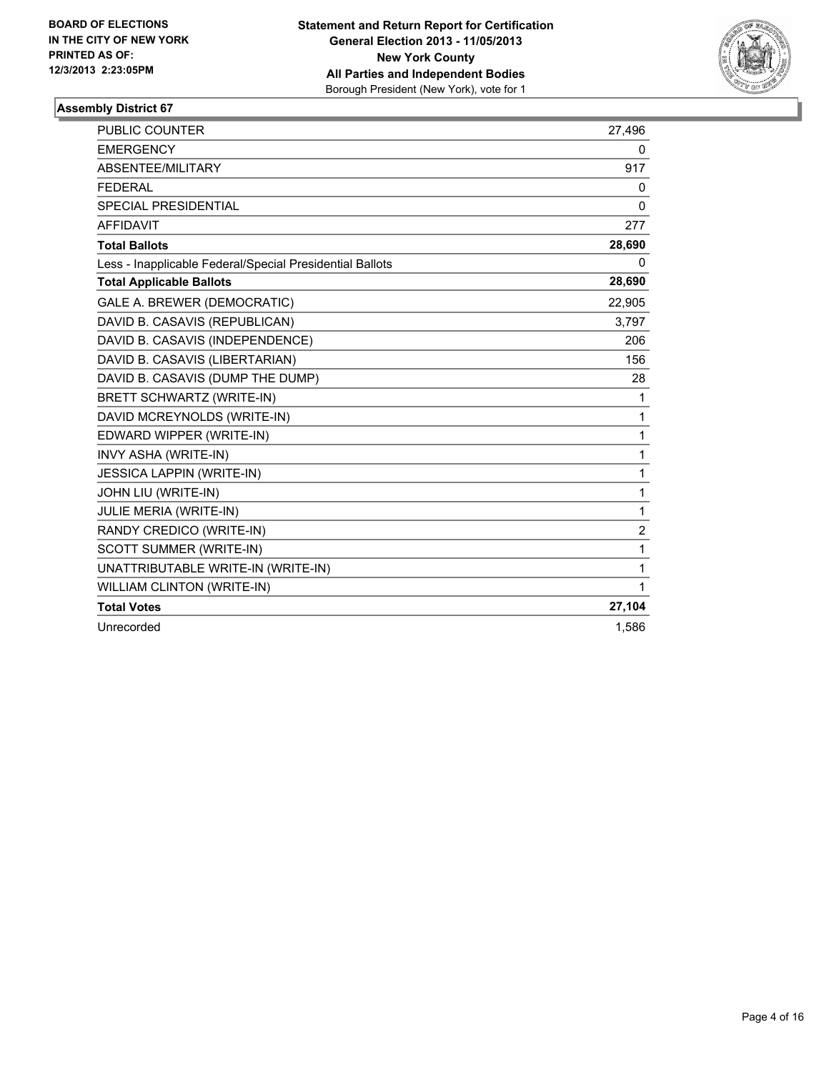**BOARD OF ELECTIONS IN THE CITY OF NEW YORK PRINTED AS OF: 12/3/2013 2:23:05PM**

**Statement and Return Report for Certification**
**General Election 2013 - 11/05/2013**
**New York County**
**All Parties and Independent Bodies**
Borough President (New York), vote for 1

## Assembly District 67

| | |
|---|---|
| PUBLIC COUNTER | 27,496 |
| EMERGENCY | 0 |
| ABSENTEE/MILITARY | 917 |
| FEDERAL | 0 |
| SPECIAL PRESIDENTIAL | 0 |
| AFFIDAVIT | 277 |
| **Total Ballots** | **28,690** |
| Less - Inapplicable Federal/Special Presidential Ballots | 0 |
| **Total Applicable Ballots** | **28,690** |
| GALE A. BREWER (DEMOCRATIC) | 22,905 |
| DAVID B. CASAVIS (REPUBLICAN) | 3,797 |
| DAVID B. CASAVIS (INDEPENDENCE) | 206 |
| DAVID B. CASAVIS (LIBERTARIAN) | 156 |
| DAVID B. CASAVIS (DUMP THE DUMP) | 28 |
| BRETT SCHWARTZ (WRITE-IN) | 1 |
| DAVID MCREYNOLDS (WRITE-IN) | 1 |
| EDWARD WIPPER (WRITE-IN) | 1 |
| INVY ASHA (WRITE-IN) | 1 |
| JESSICA LAPPIN (WRITE-IN) | 1 |
| JOHN LIU (WRITE-IN) | 1 |
| JULIE MERIA (WRITE-IN) | 1 |
| RANDY CREDICO (WRITE-IN) | 2 |
| SCOTT SUMMER (WRITE-IN) | 1 |
| UNATTRIBUTABLE WRITE-IN (WRITE-IN) | 1 |
| WILLIAM CLINTON (WRITE-IN) | 1 |
| **Total Votes** | **27,104** |
| Unrecorded | 1,586 |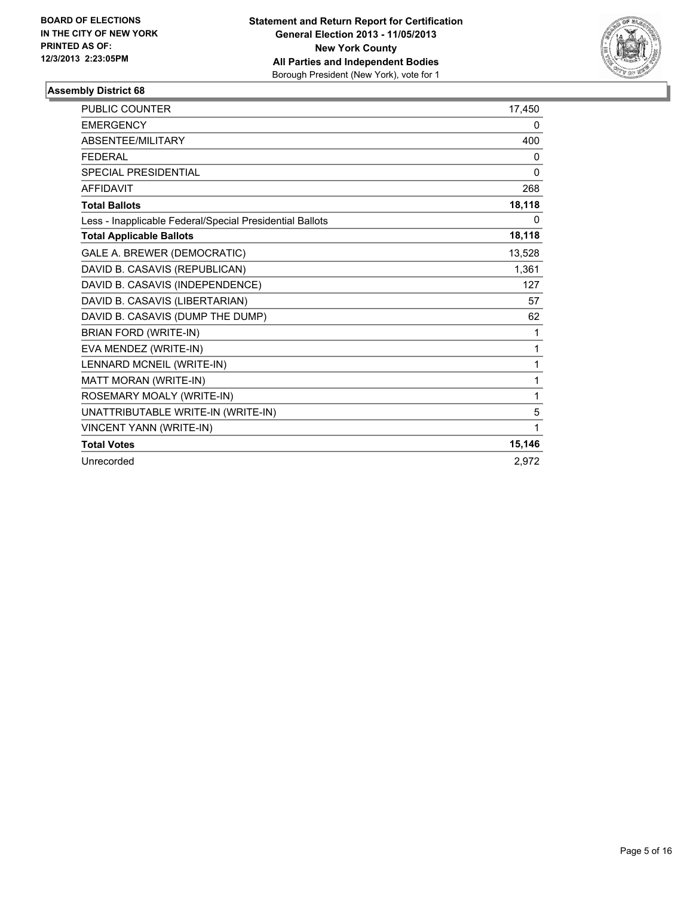**BOARD OF ELECTIONS IN THE CITY OF NEW YORK PRINTED AS OF: 12/3/2013 2:23:05PM**

**Statement and Return Report for Certification General Election 2013 - 11/05/2013 New York County All Parties and Independent Bodies**
Borough President (New York), vote for 1

## Assembly District 68

| | |
|---|---|
| PUBLIC COUNTER | 17,450 |
| EMERGENCY | 0 |
| ABSENTEE/MILITARY | 400 |
| FEDERAL | 0 |
| SPECIAL PRESIDENTIAL | 0 |
| AFFIDAVIT | 268 |
| **Total Ballots** | **18,118** |
| Less - Inapplicable Federal/Special Presidential Ballots | 0 |
| **Total Applicable Ballots** | **18,118** |
| GALE A. BREWER (DEMOCRATIC) | 13,528 |
| DAVID B. CASAVIS (REPUBLICAN) | 1,361 |
| DAVID B. CASAVIS (INDEPENDENCE) | 127 |
| DAVID B. CASAVIS (LIBERTARIAN) | 57 |
| DAVID B. CASAVIS (DUMP THE DUMP) | 62 |
| BRIAN FORD (WRITE-IN) | 1 |
| EVA MENDEZ (WRITE-IN) | 1 |
| LENNARD MCNEIL (WRITE-IN) | 1 |
| MATT MORAN (WRITE-IN) | 1 |
| ROSEMARY MOALY (WRITE-IN) | 1 |
| UNATTRIBUTABLE WRITE-IN (WRITE-IN) | 5 |
| VINCENT YANN (WRITE-IN) | 1 |
| **Total Votes** | **15,146** |
| Unrecorded | 2,972 |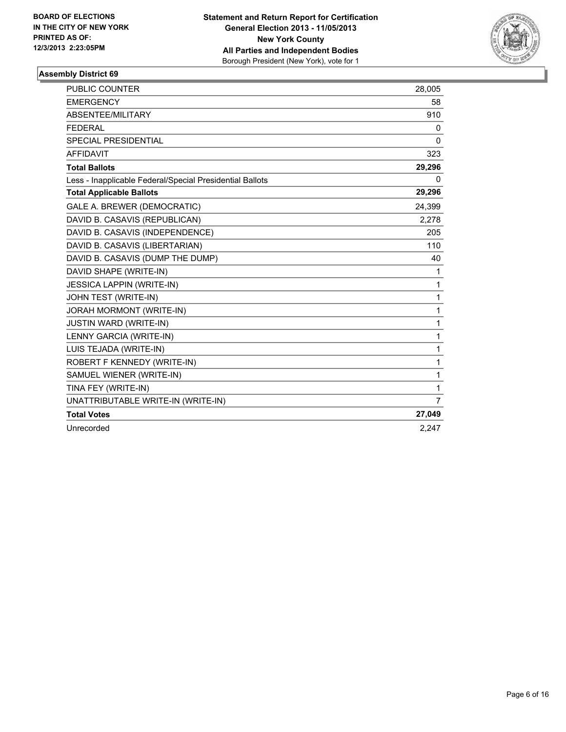**BOARD OF ELECTIONS IN THE CITY OF NEW YORK PRINTED AS OF: 12/3/2013 2:23:05PM**

**Statement and Return Report for Certification General Election 2013 - 11/05/2013 New York County All Parties and Independent Bodies**
Borough President (New York), vote for 1

### Assembly District 69

| | |
|---|---|
| PUBLIC COUNTER | 28,005 |
| EMERGENCY | 58 |
| ABSENTEE/MILITARY | 910 |
| FEDERAL | 0 |
| SPECIAL PRESIDENTIAL | 0 |
| AFFIDAVIT | 323 |
| **Total Ballots** | **29,296** |
| Less - Inapplicable Federal/Special Presidential Ballots | 0 |
| **Total Applicable Ballots** | **29,296** |
| GALE A. BREWER (DEMOCRATIC) | 24,399 |
| DAVID B. CASAVIS (REPUBLICAN) | 2,278 |
| DAVID B. CASAVIS (INDEPENDENCE) | 205 |
| DAVID B. CASAVIS (LIBERTARIAN) | 110 |
| DAVID B. CASAVIS (DUMP THE DUMP) | 40 |
| DAVID SHAPE (WRITE-IN) | 1 |
| JESSICA LAPPIN (WRITE-IN) | 1 |
| JOHN TEST (WRITE-IN) | 1 |
| JORAH MORMONT (WRITE-IN) | 1 |
| JUSTIN WARD (WRITE-IN) | 1 |
| LENNY GARCIA (WRITE-IN) | 1 |
| LUIS TEJADA (WRITE-IN) | 1 |
| ROBERT F KENNEDY (WRITE-IN) | 1 |
| SAMUEL WIENER (WRITE-IN) | 1 |
| TINA FEY (WRITE-IN) | 1 |
| UNATTRIBUTABLE WRITE-IN (WRITE-IN) | 7 |
| **Total Votes** | **27,049** |
| Unrecorded | 2,247 |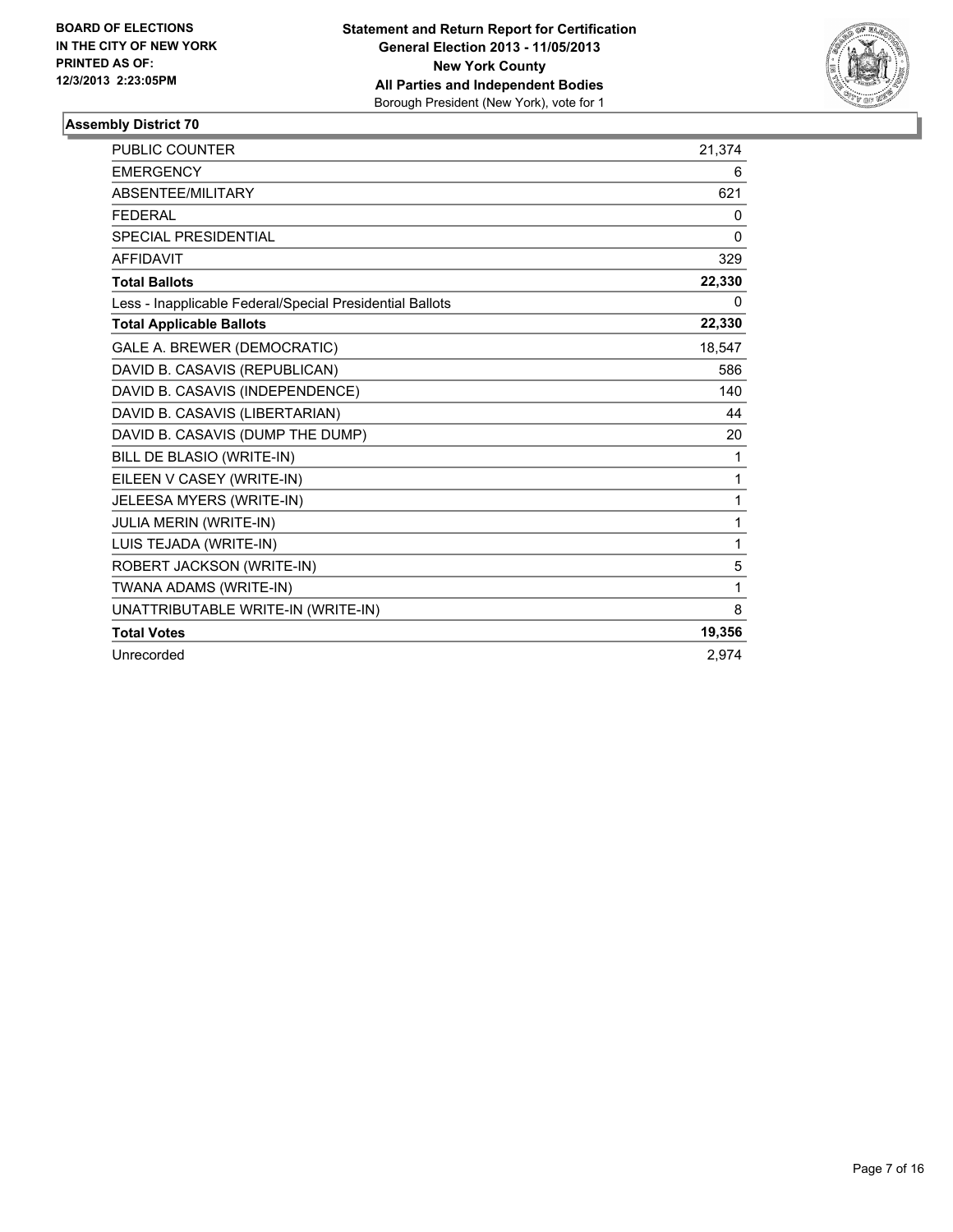**BOARD OF ELECTIONS IN THE CITY OF NEW YORK PRINTED AS OF: 12/3/2013 2:23:05PM**

**Statement and Return Report for Certification**
**General Election 2013 - 11/05/2013**
**New York County**
**All Parties and Independent Bodies**
Borough President (New York), vote for 1

### Assembly District 70

| | |
|---|---|
| PUBLIC COUNTER | 21,374 |
| EMERGENCY | 6 |
| ABSENTEE/MILITARY | 621 |
| FEDERAL | 0 |
| SPECIAL PRESIDENTIAL | 0 |
| AFFIDAVIT | 329 |
| **Total Ballots** | **22,330** |
| Less - Inapplicable Federal/Special Presidential Ballots | 0 |
| **Total Applicable Ballots** | **22,330** |
| GALE A. BREWER (DEMOCRATIC) | 18,547 |
| DAVID B. CASAVIS (REPUBLICAN) | 586 |
| DAVID B. CASAVIS (INDEPENDENCE) | 140 |
| DAVID B. CASAVIS (LIBERTARIAN) | 44 |
| DAVID B. CASAVIS (DUMP THE DUMP) | 20 |
| BILL DE BLASIO (WRITE-IN) | 1 |
| EILEEN V CASEY (WRITE-IN) | 1 |
| JELEESA MYERS (WRITE-IN) | 1 |
| JULIA MERIN (WRITE-IN) | 1 |
| LUIS TEJADA (WRITE-IN) | 1 |
| ROBERT JACKSON (WRITE-IN) | 5 |
| TWANA ADAMS (WRITE-IN) | 1 |
| UNATTRIBUTABLE WRITE-IN (WRITE-IN) | 8 |
| **Total Votes** | **19,356** |
| Unrecorded | 2,974 |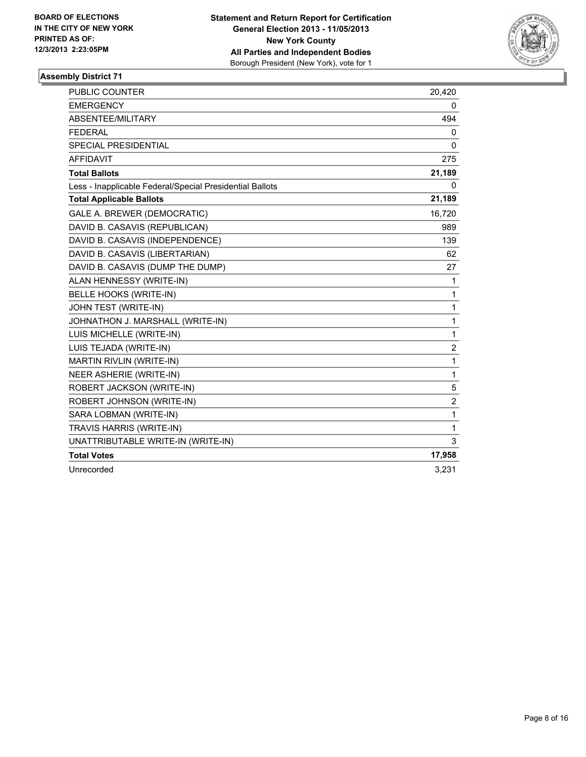**BOARD OF ELECTIONS IN THE CITY OF NEW YORK PRINTED AS OF: 12/3/2013 2:23:05PM**

**Statement and Return Report for Certification**
**General Election 2013 - 11/05/2013**
**New York County**
**All Parties and Independent Bodies**
Borough President (New York), vote for 1

### Assembly District 71

| | |
|---|---|
| PUBLIC COUNTER | 20,420 |
| EMERGENCY | 0 |
| ABSENTEE/MILITARY | 494 |
| FEDERAL | 0 |
| SPECIAL PRESIDENTIAL | 0 |
| AFFIDAVIT | 275 |
| **Total Ballots** | **21,189** |
| Less - Inapplicable Federal/Special Presidential Ballots | 0 |
| **Total Applicable Ballots** | **21,189** |
| GALE A. BREWER (DEMOCRATIC) | 16,720 |
| DAVID B. CASAVIS (REPUBLICAN) | 989 |
| DAVID B. CASAVIS (INDEPENDENCE) | 139 |
| DAVID B. CASAVIS (LIBERTARIAN) | 62 |
| DAVID B. CASAVIS (DUMP THE DUMP) | 27 |
| ALAN HENNESSY (WRITE-IN) | 1 |
| BELLE HOOKS (WRITE-IN) | 1 |
| JOHN TEST (WRITE-IN) | 1 |
| JOHNATHON J. MARSHALL (WRITE-IN) | 1 |
| LUIS MICHELLE (WRITE-IN) | 1 |
| LUIS TEJADA (WRITE-IN) | 2 |
| MARTIN RIVLIN (WRITE-IN) | 1 |
| NEER ASHERIE (WRITE-IN) | 1 |
| ROBERT JACKSON (WRITE-IN) | 5 |
| ROBERT JOHNSON (WRITE-IN) | 2 |
| SARA LOBMAN (WRITE-IN) | 1 |
| TRAVIS HARRIS (WRITE-IN) | 1 |
| UNATTRIBUTABLE WRITE-IN (WRITE-IN) | 3 |
| **Total Votes** | **17,958** |
| Unrecorded | 3,231 |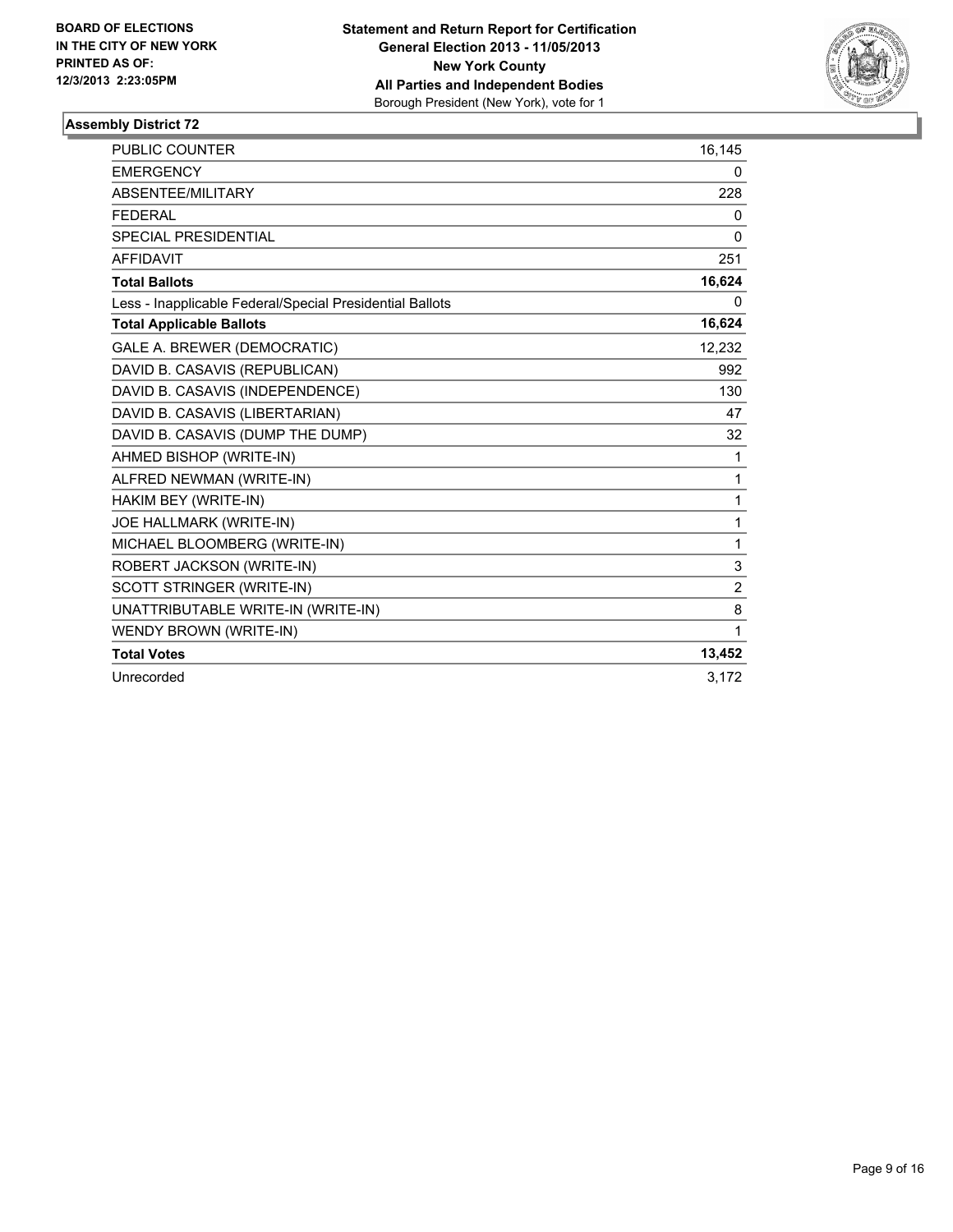**BOARD OF ELECTIONS IN THE CITY OF NEW YORK PRINTED AS OF: 12/3/2013 2:23:05PM**

**Statement and Return Report for Certification**
**General Election 2013 - 11/05/2013**
**New York County**
**All Parties and Independent Bodies**
Borough President (New York), vote for 1

### Assembly District 72

| | |
|---|---|
| PUBLIC COUNTER | 16,145 |
| EMERGENCY | 0 |
| ABSENTEE/MILITARY | 228 |
| FEDERAL | 0 |
| SPECIAL PRESIDENTIAL | 0 |
| AFFIDAVIT | 251 |
| **Total Ballots** | **16,624** |
| Less - Inapplicable Federal/Special Presidential Ballots | 0 |
| **Total Applicable Ballots** | **16,624** |
| GALE A. BREWER (DEMOCRATIC) | 12,232 |
| DAVID B. CASAVIS (REPUBLICAN) | 992 |
| DAVID B. CASAVIS (INDEPENDENCE) | 130 |
| DAVID B. CASAVIS (LIBERTARIAN) | 47 |
| DAVID B. CASAVIS (DUMP THE DUMP) | 32 |
| AHMED BISHOP (WRITE-IN) | 1 |
| ALFRED NEWMAN (WRITE-IN) | 1 |
| HAKIM BEY (WRITE-IN) | 1 |
| JOE HALLMARK (WRITE-IN) | 1 |
| MICHAEL BLOOMBERG (WRITE-IN) | 1 |
| ROBERT JACKSON (WRITE-IN) | 3 |
| SCOTT STRINGER (WRITE-IN) | 2 |
| UNATTRIBUTABLE WRITE-IN (WRITE-IN) | 8 |
| WENDY BROWN (WRITE-IN) | 1 |
| **Total Votes** | **13,452** |
| Unrecorded | 3,172 |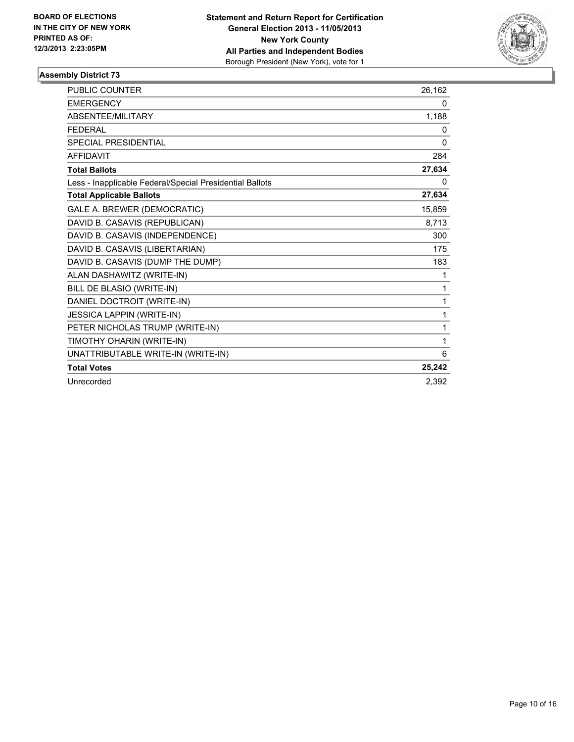**BOARD OF ELECTIONS IN THE CITY OF NEW YORK PRINTED AS OF: 12/3/2013 2:23:05PM**

**Statement and Return Report for Certification General Election 2013 - 11/05/2013 New York County All Parties and Independent Bodies**
Borough President (New York), vote for 1

## Assembly District 73

| | |
|---|---|
| PUBLIC COUNTER | 26,162 |
| EMERGENCY | 0 |
| ABSENTEE/MILITARY | 1,188 |
| FEDERAL | 0 |
| SPECIAL PRESIDENTIAL | 0 |
| AFFIDAVIT | 284 |
| **Total Ballots** | **27,634** |
| Less - Inapplicable Federal/Special Presidential Ballots | 0 |
| **Total Applicable Ballots** | **27,634** |
| GALE A. BREWER (DEMOCRATIC) | 15,859 |
| DAVID B. CASAVIS (REPUBLICAN) | 8,713 |
| DAVID B. CASAVIS (INDEPENDENCE) | 300 |
| DAVID B. CASAVIS (LIBERTARIAN) | 175 |
| DAVID B. CASAVIS (DUMP THE DUMP) | 183 |
| ALAN DASHAWITZ (WRITE-IN) | 1 |
| BILL DE BLASIO (WRITE-IN) | 1 |
| DANIEL DOCTROIT (WRITE-IN) | 1 |
| JESSICA LAPPIN (WRITE-IN) | 1 |
| PETER NICHOLAS TRUMP (WRITE-IN) | 1 |
| TIMOTHY OHARIN (WRITE-IN) | 1 |
| UNATTRIBUTABLE WRITE-IN (WRITE-IN) | 6 |
| **Total Votes** | **25,242** |
| Unrecorded | 2,392 |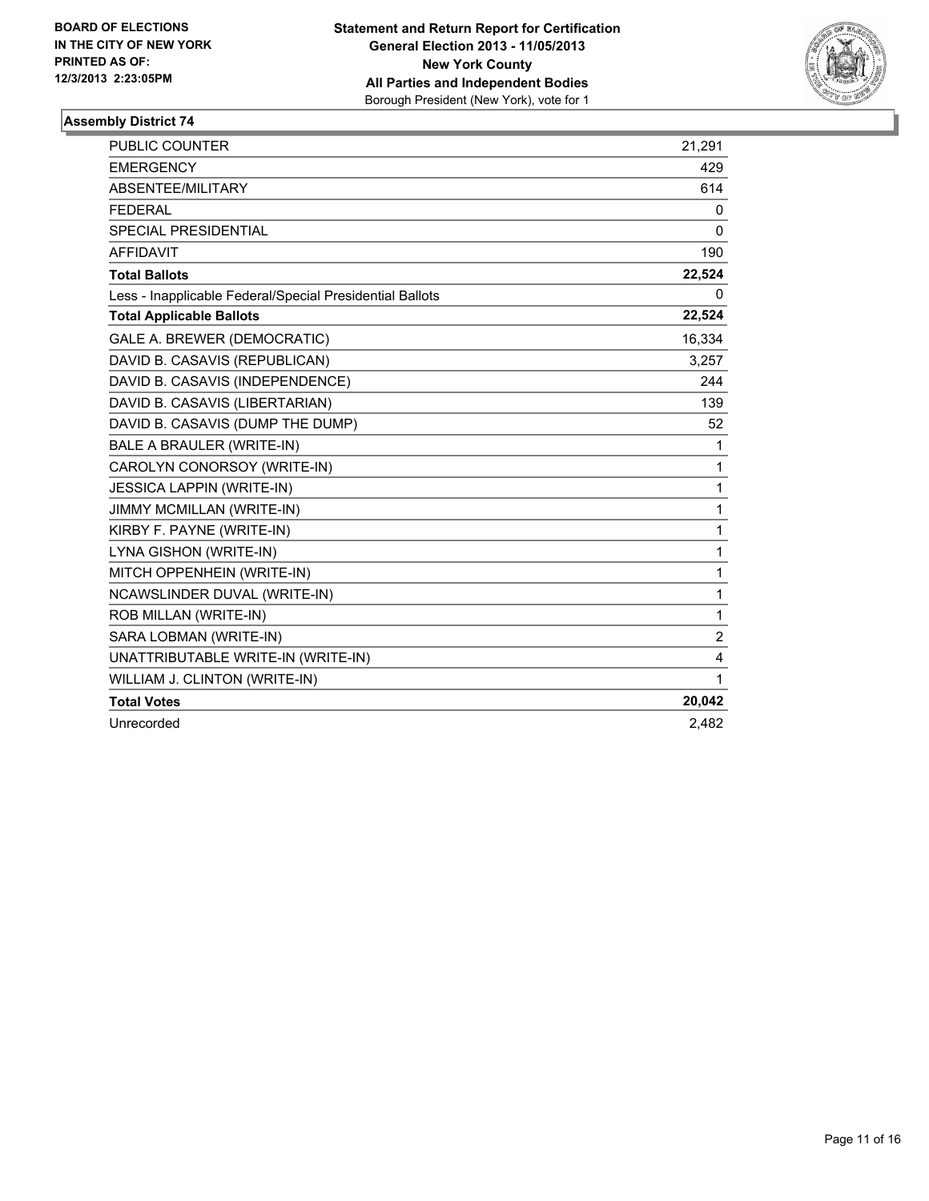**BOARD OF ELECTIONS IN THE CITY OF NEW YORK PRINTED AS OF: 12/3/2013 2:23:05PM**

**Statement and Return Report for Certification**
**General Election 2013 - 11/05/2013**
**New York County**
**All Parties and Independent Bodies**
Borough President (New York), vote for 1

## Assembly District 74

| | |
|---|---|
| PUBLIC COUNTER | 21,291 |
| EMERGENCY | 429 |
| ABSENTEE/MILITARY | 614 |
| FEDERAL | 0 |
| SPECIAL PRESIDENTIAL | 0 |
| AFFIDAVIT | 190 |
| **Total Ballots** | **22,524** |
| Less - Inapplicable Federal/Special Presidential Ballots | 0 |
| **Total Applicable Ballots** | **22,524** |
| GALE A. BREWER (DEMOCRATIC) | 16,334 |
| DAVID B. CASAVIS (REPUBLICAN) | 3,257 |
| DAVID B. CASAVIS (INDEPENDENCE) | 244 |
| DAVID B. CASAVIS (LIBERTARIAN) | 139 |
| DAVID B. CASAVIS (DUMP THE DUMP) | 52 |
| BALE A BRAULER (WRITE-IN) | 1 |
| CAROLYN CONORSOY (WRITE-IN) | 1 |
| JESSICA LAPPIN (WRITE-IN) | 1 |
| JIMMY MCMILLAN (WRITE-IN) | 1 |
| KIRBY F. PAYNE (WRITE-IN) | 1 |
| LYNA GISHON (WRITE-IN) | 1 |
| MITCH OPPENHEIN (WRITE-IN) | 1 |
| NCAWSLINDER DUVAL (WRITE-IN) | 1 |
| ROB MILLAN (WRITE-IN) | 1 |
| SARA LOBMAN (WRITE-IN) | 2 |
| UNATTRIBUTABLE WRITE-IN (WRITE-IN) | 4 |
| WILLIAM J. CLINTON (WRITE-IN) | 1 |
| **Total Votes** | **20,042** |
| Unrecorded | 2,482 |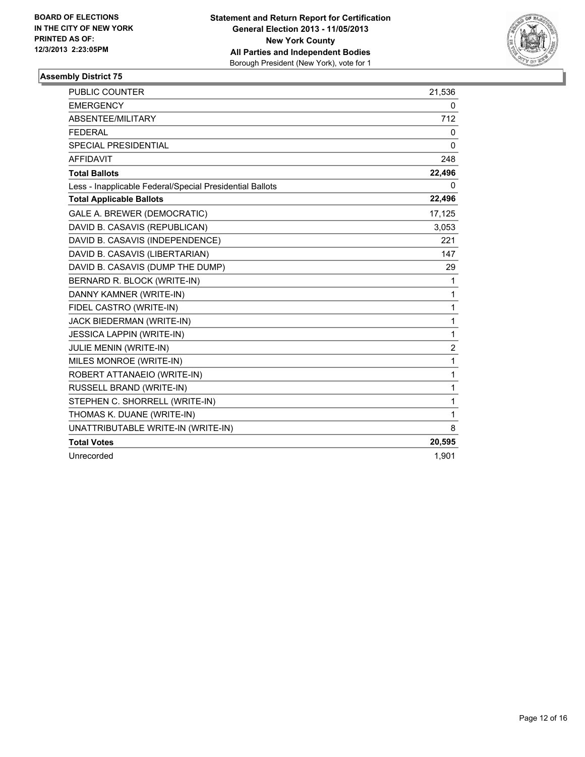BOARD OF ELECTIONS
IN THE CITY OF NEW YORK
PRINTED AS OF:
12/3/2013 2:23:05PM

**Statement and Return Report for Certification**
**General Election 2013 - 11/05/2013**
**New York County**
**All Parties and Independent Bodies**
Borough President (New York), vote for 1

## Assembly District 75

| | |
|---|---|
| PUBLIC COUNTER | 21,536 |
| EMERGENCY | 0 |
| ABSENTEE/MILITARY | 712 |
| FEDERAL | 0 |
| SPECIAL PRESIDENTIAL | 0 |
| AFFIDAVIT | 248 |
| **Total Ballots** | **22,496** |
| Less - Inapplicable Federal/Special Presidential Ballots | 0 |
| **Total Applicable Ballots** | **22,496** |
| GALE A. BREWER (DEMOCRATIC) | 17,125 |
| DAVID B. CASAVIS (REPUBLICAN) | 3,053 |
| DAVID B. CASAVIS (INDEPENDENCE) | 221 |
| DAVID B. CASAVIS (LIBERTARIAN) | 147 |
| DAVID B. CASAVIS (DUMP THE DUMP) | 29 |
| BERNARD R. BLOCK (WRITE-IN) | 1 |
| DANNY KAMNER (WRITE-IN) | 1 |
| FIDEL CASTRO (WRITE-IN) | 1 |
| JACK BIEDERMAN (WRITE-IN) | 1 |
| JESSICA LAPPIN (WRITE-IN) | 1 |
| JULIE MENIN (WRITE-IN) | 2 |
| MILES MONROE (WRITE-IN) | 1 |
| ROBERT ATTANAEIO (WRITE-IN) | 1 |
| RUSSELL BRAND (WRITE-IN) | 1 |
| STEPHEN C. SHORRELL (WRITE-IN) | 1 |
| THOMAS K. DUANE (WRITE-IN) | 1 |
| UNATTRIBUTABLE WRITE-IN (WRITE-IN) | 8 |
| **Total Votes** | **20,595** |
| Unrecorded | 1,901 |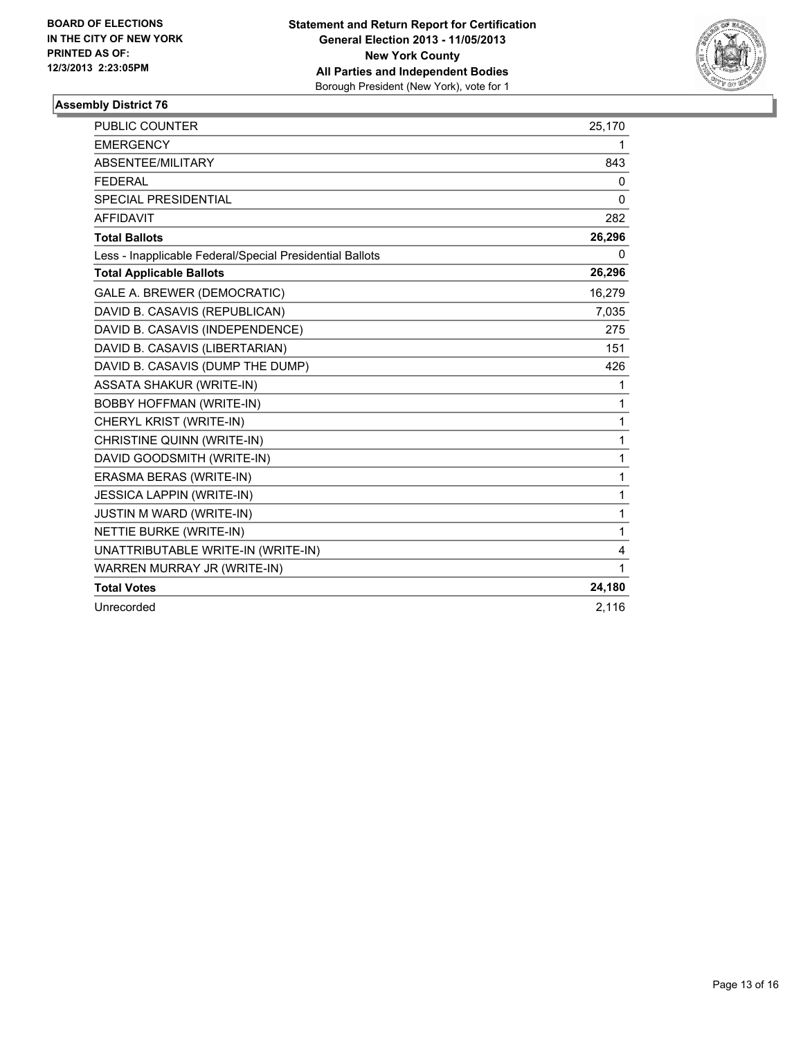**BOARD OF ELECTIONS IN THE CITY OF NEW YORK PRINTED AS OF: 12/3/2013 2:23:05PM**

**Statement and Return Report for Certification General Election 2013 - 11/05/2013 New York County All Parties and Independent Bodies**
Borough President (New York), vote for 1

### Assembly District 76

| | |
|---|---|
| PUBLIC COUNTER | 25,170 |
| EMERGENCY | 1 |
| ABSENTEE/MILITARY | 843 |
| FEDERAL | 0 |
| SPECIAL PRESIDENTIAL | 0 |
| AFFIDAVIT | 282 |
| **Total Ballots** | **26,296** |
| Less - Inapplicable Federal/Special Presidential Ballots | 0 |
| **Total Applicable Ballots** | **26,296** |
| GALE A. BREWER (DEMOCRATIC) | 16,279 |
| DAVID B. CASAVIS (REPUBLICAN) | 7,035 |
| DAVID B. CASAVIS (INDEPENDENCE) | 275 |
| DAVID B. CASAVIS (LIBERTARIAN) | 151 |
| DAVID B. CASAVIS (DUMP THE DUMP) | 426 |
| ASSATA SHAKUR (WRITE-IN) | 1 |
| BOBBY HOFFMAN (WRITE-IN) | 1 |
| CHERYL KRIST (WRITE-IN) | 1 |
| CHRISTINE QUINN (WRITE-IN) | 1 |
| DAVID GOODSMITH (WRITE-IN) | 1 |
| ERASMA BERAS (WRITE-IN) | 1 |
| JESSICA LAPPIN (WRITE-IN) | 1 |
| JUSTIN M WARD (WRITE-IN) | 1 |
| NETTIE BURKE (WRITE-IN) | 1 |
| UNATTRIBUTABLE WRITE-IN (WRITE-IN) | 4 |
| WARREN MURRAY JR (WRITE-IN) | 1 |
| **Total Votes** | **24,180** |
| Unrecorded | 2,116 |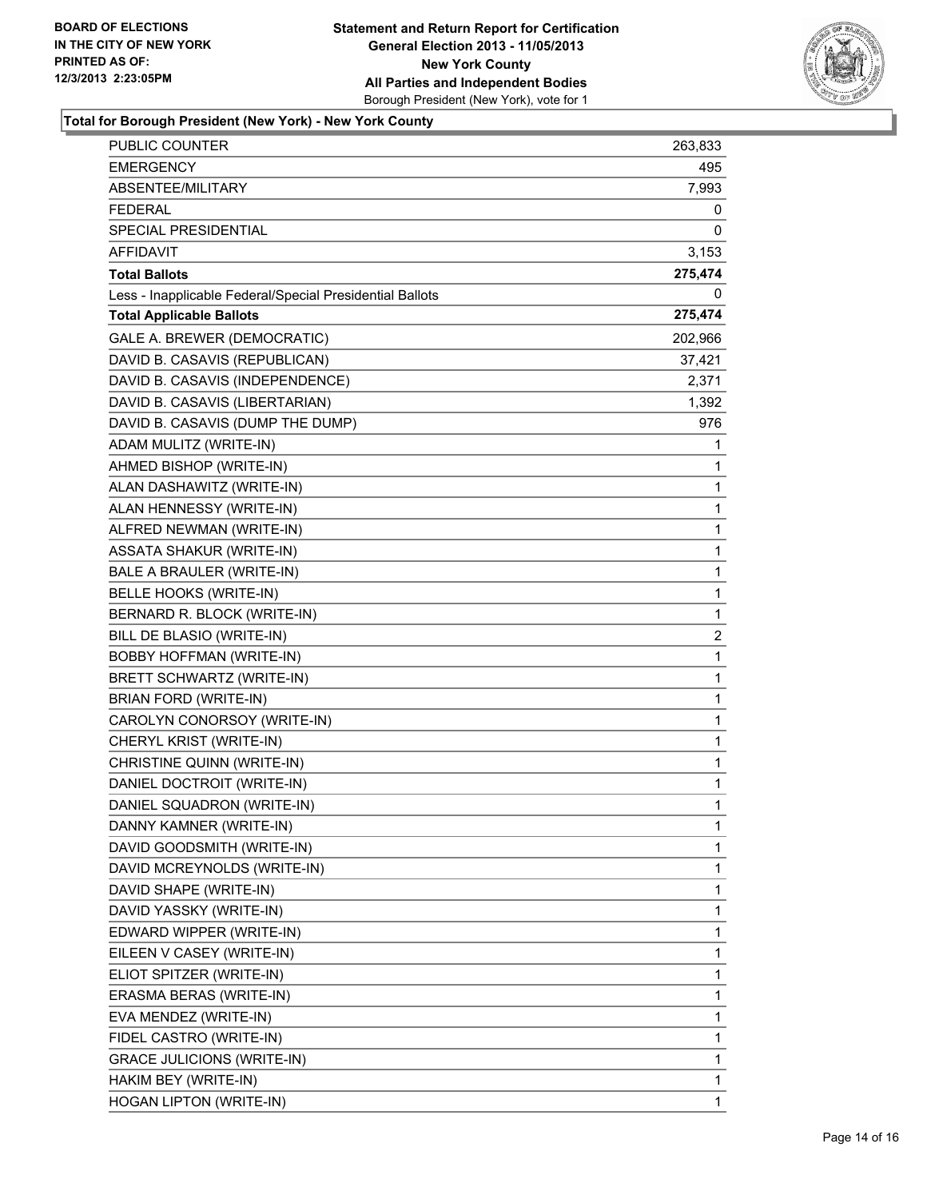**Statement and Return Report for Certification**
**General Election 2013 - 11/05/2013**
**New York County**
**All Parties and Independent Bodies**
Borough President (New York), vote for 1

BOARD OF ELECTIONS
IN THE CITY OF NEW YORK
PRINTED AS OF:
12/3/2013 2:23:05PM

### Total for Borough President (New York) - New York County

| | |
|---|---|
| PUBLIC COUNTER | 263,833 |
| EMERGENCY | 495 |
| ABSENTEE/MILITARY | 7,993 |
| FEDERAL | 0 |
| SPECIAL PRESIDENTIAL | 0 |
| AFFIDAVIT | 3,153 |
| **Total Ballots** | **275,474** |
| Less - Inapplicable Federal/Special Presidential Ballots | 0 |
| **Total Applicable Ballots** | **275,474** |
| GALE A. BREWER (DEMOCRATIC) | 202,966 |
| DAVID B. CASAVIS (REPUBLICAN) | 37,421 |
| DAVID B. CASAVIS (INDEPENDENCE) | 2,371 |
| DAVID B. CASAVIS (LIBERTARIAN) | 1,392 |
| DAVID B. CASAVIS (DUMP THE DUMP) | 976 |
| ADAM MULITZ (WRITE-IN) | 1 |
| AHMED BISHOP (WRITE-IN) | 1 |
| ALAN DASHAWITZ (WRITE-IN) | 1 |
| ALAN HENNESSY (WRITE-IN) | 1 |
| ALFRED NEWMAN (WRITE-IN) | 1 |
| ASSATA SHAKUR (WRITE-IN) | 1 |
| BALE A BRAULER (WRITE-IN) | 1 |
| BELLE HOOKS (WRITE-IN) | 1 |
| BERNARD R. BLOCK (WRITE-IN) | 1 |
| BILL DE BLASIO (WRITE-IN) | 2 |
| BOBBY HOFFMAN (WRITE-IN) | 1 |
| BRETT SCHWARTZ (WRITE-IN) | 1 |
| BRIAN FORD (WRITE-IN) | 1 |
| CAROLYN CONORSOY (WRITE-IN) | 1 |
| CHERYL KRIST (WRITE-IN) | 1 |
| CHRISTINE QUINN (WRITE-IN) | 1 |
| DANIEL DOCTROIT (WRITE-IN) | 1 |
| DANIEL SQUADRON (WRITE-IN) | 1 |
| DANNY KAMNER (WRITE-IN) | 1 |
| DAVID GOODSMITH (WRITE-IN) | 1 |
| DAVID MCREYNOLDS (WRITE-IN) | 1 |
| DAVID SHAPE (WRITE-IN) | 1 |
| DAVID YASSKY (WRITE-IN) | 1 |
| EDWARD WIPPER (WRITE-IN) | 1 |
| EILEEN V CASEY (WRITE-IN) | 1 |
| ELIOT SPITZER (WRITE-IN) | 1 |
| ERASMA BERAS (WRITE-IN) | 1 |
| EVA MENDEZ (WRITE-IN) | 1 |
| FIDEL CASTRO (WRITE-IN) | 1 |
| GRACE JULICIONS (WRITE-IN) | 1 |
| HAKIM BEY (WRITE-IN) | 1 |
| HOGAN LIPTON (WRITE-IN) | 1 |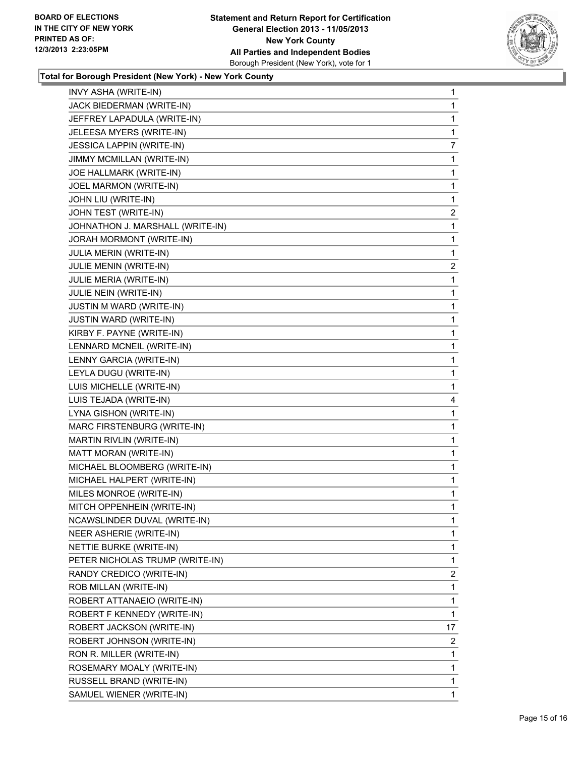**Total for Borough President (New York) - New York County**

| | |
|---|---|
| INVY ASHA (WRITE-IN) | 1 |
| JACK BIEDERMAN (WRITE-IN) | 1 |
| JEFFREY LAPADULA (WRITE-IN) | 1 |
| JELEESA MYERS (WRITE-IN) | 1 |
| JESSICA LAPPIN (WRITE-IN) | 7 |
| JIMMY MCMILLAN (WRITE-IN) | 1 |
| JOE HALLMARK (WRITE-IN) | 1 |
| JOEL MARMON (WRITE-IN) | 1 |
| JOHN LIU (WRITE-IN) | 1 |
| JOHN TEST (WRITE-IN) | 2 |
| JOHNATHON J. MARSHALL (WRITE-IN) | 1 |
| JORAH MORMONT (WRITE-IN) | 1 |
| JULIA MERIN (WRITE-IN) | 1 |
| JULIE MENIN (WRITE-IN) | 2 |
| JULIE MERIA (WRITE-IN) | 1 |
| JULIE NEIN (WRITE-IN) | 1 |
| JUSTIN M WARD (WRITE-IN) | 1 |
| JUSTIN WARD (WRITE-IN) | 1 |
| KIRBY F. PAYNE (WRITE-IN) | 1 |
| LENNARD MCNEIL (WRITE-IN) | 1 |
| LENNY GARCIA (WRITE-IN) | 1 |
| LEYLA DUGU (WRITE-IN) | 1 |
| LUIS MICHELLE (WRITE-IN) | 1 |
| LUIS TEJADA (WRITE-IN) | 4 |
| LYNA GISHON (WRITE-IN) | 1 |
| MARC FIRSTENBURG (WRITE-IN) | 1 |
| MARTIN RIVLIN (WRITE-IN) | 1 |
| MATT MORAN (WRITE-IN) | 1 |
| MICHAEL BLOOMBERG (WRITE-IN) | 1 |
| MICHAEL HALPERT (WRITE-IN) | 1 |
| MILES MONROE (WRITE-IN) | 1 |
| MITCH OPPENHEIN (WRITE-IN) | 1 |
| NCAWSLINDER DUVAL (WRITE-IN) | 1 |
| NEER ASHERIE (WRITE-IN) | 1 |
| NETTIE BURKE (WRITE-IN) | 1 |
| PETER NICHOLAS TRUMP (WRITE-IN) | 1 |
| RANDY CREDICO (WRITE-IN) | 2 |
| ROB MILLAN (WRITE-IN) | 1 |
| ROBERT ATTANAEIO (WRITE-IN) | 1 |
| ROBERT F KENNEDY (WRITE-IN) | 1 |
| ROBERT JACKSON (WRITE-IN) | 17 |
| ROBERT JOHNSON (WRITE-IN) | 2 |
| RON R. MILLER (WRITE-IN) | 1 |
| ROSEMARY MOALY (WRITE-IN) | 1 |
| RUSSELL BRAND (WRITE-IN) | 1 |
| SAMUEL WIENER (WRITE-IN) | 1 |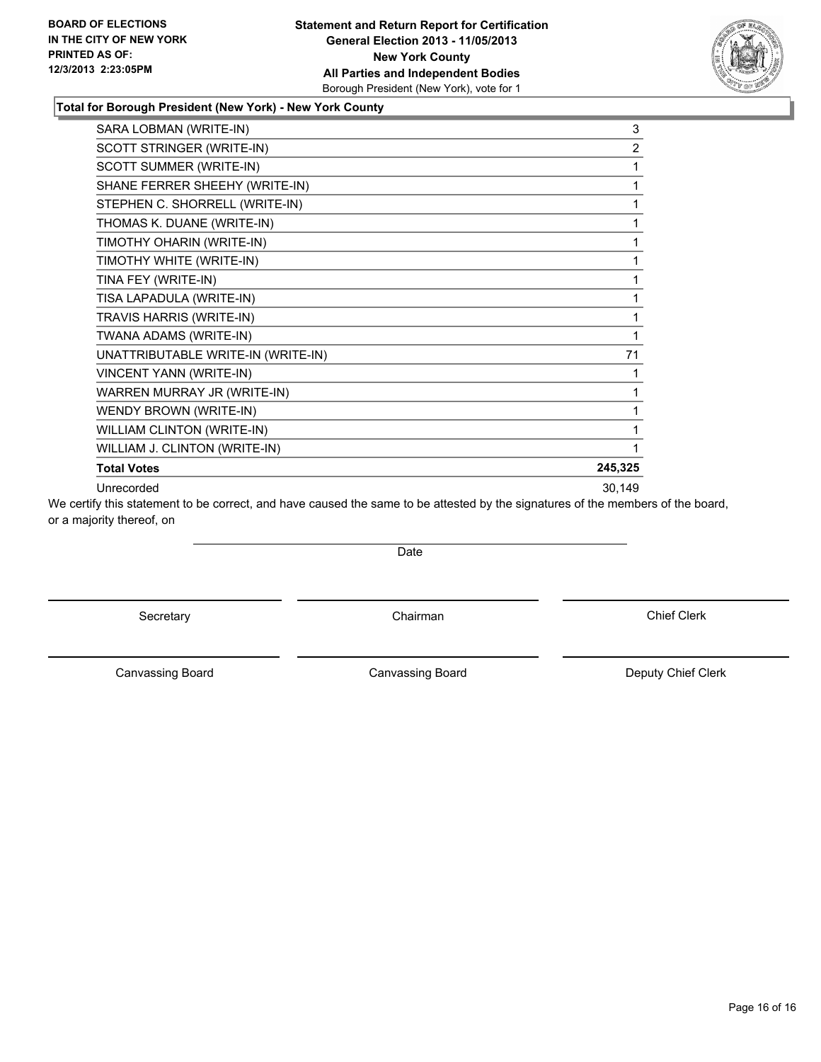**BOARD OF ELECTIONS IN THE CITY OF NEW YORK PRINTED AS OF: 12/3/2013 2:23:05PM**

**Statement and Return Report for Certification General Election 2013 - 11/05/2013 New York County All Parties and Independent Bodies**
Borough President (New York), vote for 1

### Total for Borough President (New York) - New York County

| | |
|---|---|
| SARA LOBMAN (WRITE-IN) | 3 |
| SCOTT STRINGER (WRITE-IN) | 2 |
| SCOTT SUMMER (WRITE-IN) | 1 |
| SHANE FERRER SHEEHY (WRITE-IN) | 1 |
| STEPHEN C. SHORRELL (WRITE-IN) | 1 |
| THOMAS K. DUANE (WRITE-IN) | 1 |
| TIMOTHY OHARIN (WRITE-IN) | 1 |
| TIMOTHY WHITE (WRITE-IN) | 1 |
| TINA FEY (WRITE-IN) | 1 |
| TISA LAPADULA (WRITE-IN) | 1 |
| TRAVIS HARRIS (WRITE-IN) | 1 |
| TWANA ADAMS (WRITE-IN) | 1 |
| UNATTRIBUTABLE WRITE-IN (WRITE-IN) | 71 |
| VINCENT YANN (WRITE-IN) | 1 |
| WARREN MURRAY JR (WRITE-IN) | 1 |
| WENDY BROWN (WRITE-IN) | 1 |
| WILLIAM CLINTON (WRITE-IN) | 1 |
| WILLIAM J. CLINTON (WRITE-IN) | 1 |
| **Total Votes** | **245,325** |
| Unrecorded | 30,149 |

We certify this statement to be correct, and have caused the same to be attested by the signatures of the members of the board, or a majority thereof, on

Date

Secretary | Chairman | Chief Clerk

Canvassing Board | Canvassing Board | Deputy Chief Clerk